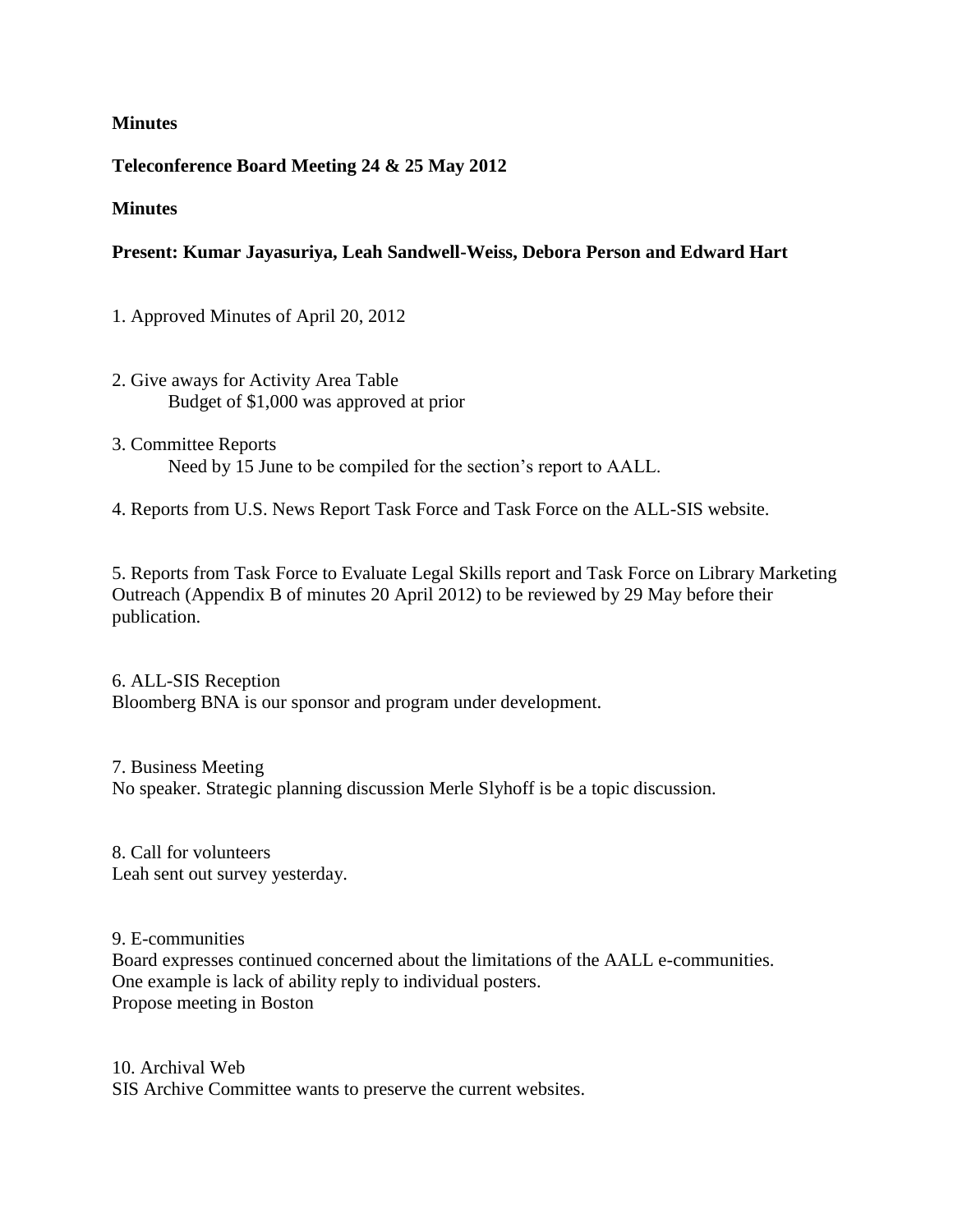**Minutes**

**Teleconference Board Meeting 24 & 25 May 2012**

**Minutes**

**Present: Kumar Jayasuriya, Leah Sandwell-Weiss, Debora Person and Edward Hart**

1. Approved Minutes of April 20, 2012

2. Give aways for Activity Area Table
   Budget of $1,000 was approved at prior

3. Committee Reports
   Need by 15 June to be compiled for the section's report to AALL.

4. Reports from U.S. News Report Task Force and Task Force on the ALL-SIS website.

5. Reports from Task Force to Evaluate Legal Skills report and Task Force on Library Marketing Outreach (Appendix B of minutes 20 April 2012) to be reviewed by 29 May before their publication.

6. ALL-SIS Reception
Bloomberg BNA is our sponsor and program under development.

7. Business Meeting
No speaker. Strategic planning discussion Merle Slyhoff is be a topic discussion.

8. Call for volunteers
Leah sent out survey yesterday.

9. E-communities
Board expresses continued concerned about the limitations of the AALL e-communities.
One example is lack of ability reply to individual posters.
Propose meeting in Boston

10. Archival Web
SIS Archive Committee wants to preserve the current websites.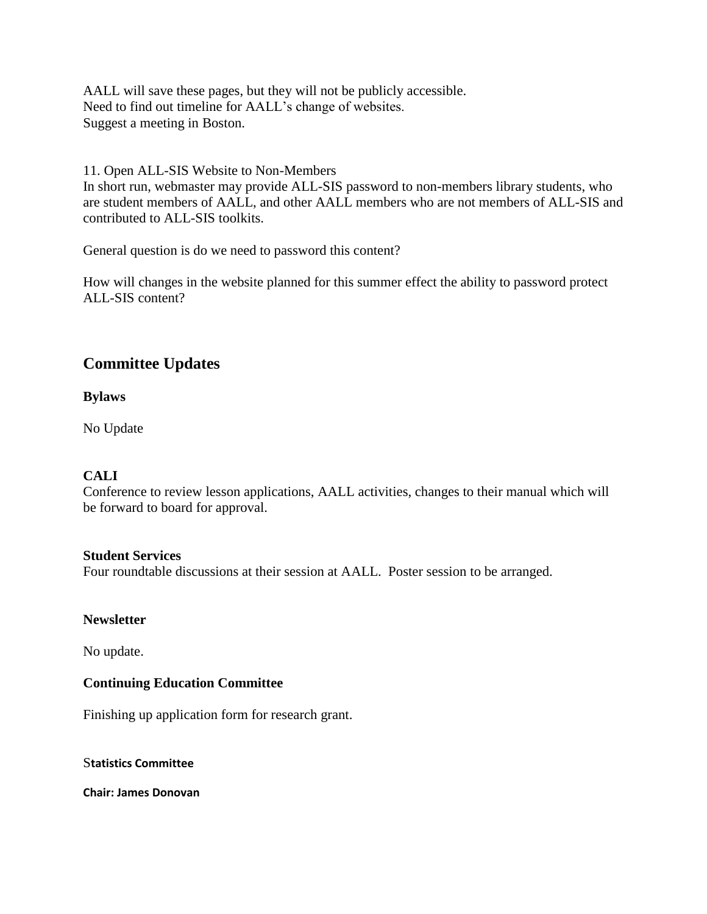AALL will save these pages, but they will not be publicly accessible.
Need to find out timeline for AALL's change of websites.
Suggest a meeting in Boston.

11. Open ALL-SIS Website to Non-Members
In short run, webmaster may provide ALL-SIS password to non-members library students, who are student members of AALL, and other AALL members who are not members of ALL-SIS and contributed to ALL-SIS toolkits.

General question is do we need to password this content?

How will changes in the website planned for this summer effect the ability to password protect ALL-SIS content?

## Committee Updates

**Bylaws**

No Update

**CALI**

Conference to review lesson applications, AALL activities, changes to their manual which will be forward to board for approval.

**Student Services**

Four roundtable discussions at their session at AALL. Poster session to be arranged.

**Newsletter**

No update.

**Continuing Education Committee**

Finishing up application form for research grant.

**Statistics Committee**

**Chair: James Donovan**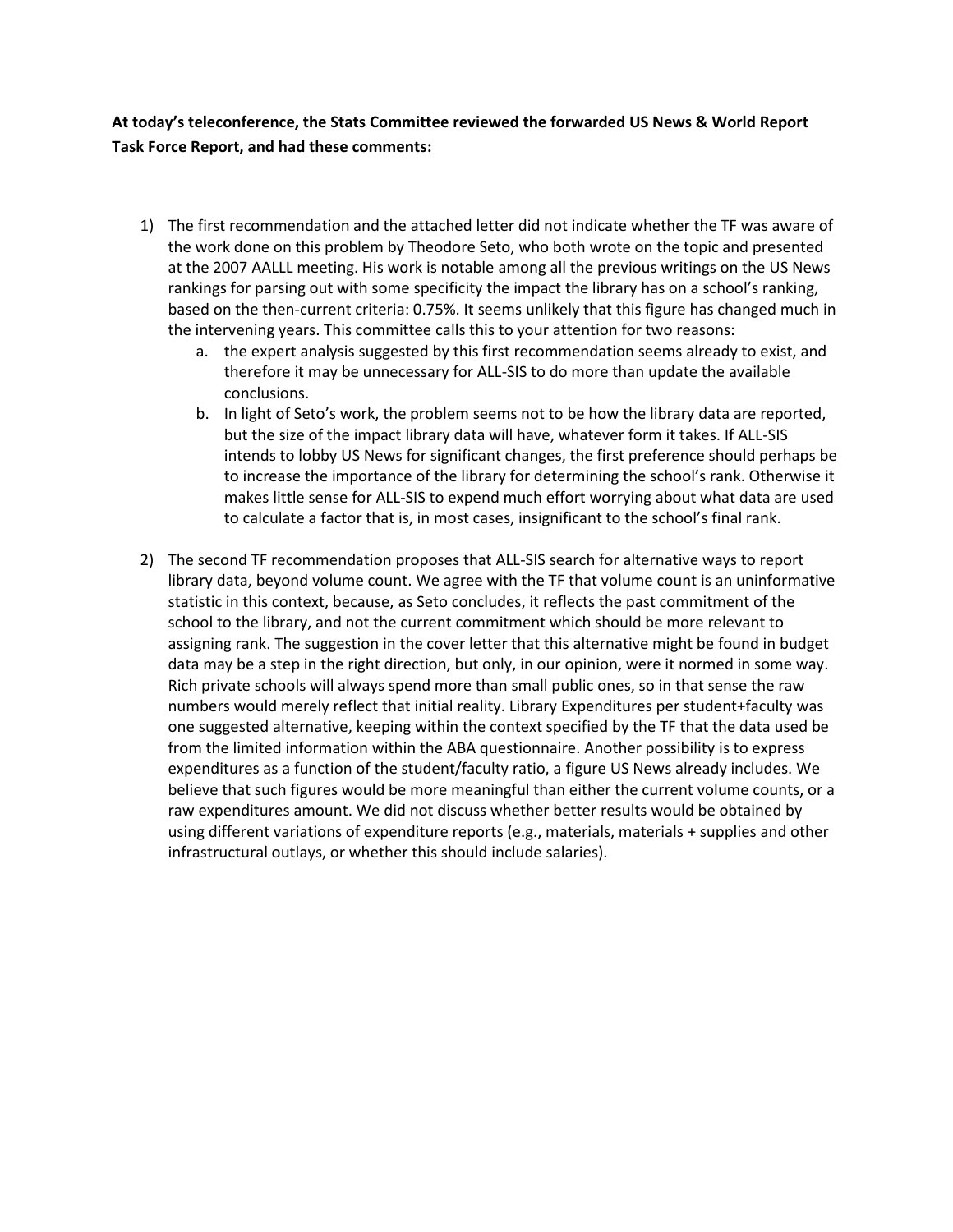**At today's teleconference, the Stats Committee reviewed the forwarded US News & World Report Task Force Report, and had these comments:**

1) The first recommendation and the attached letter did not indicate whether the TF was aware of the work done on this problem by Theodore Seto, who both wrote on the topic and presented at the 2007 AALLL meeting. His work is notable among all the previous writings on the US News rankings for parsing out with some specificity the impact the library has on a school's ranking, based on the then-current criteria: 0.75%. It seems unlikely that this figure has changed much in the intervening years. This committee calls this to your attention for two reasons:
   a. the expert analysis suggested by this first recommendation seems already to exist, and therefore it may be unnecessary for ALL-SIS to do more than update the available conclusions.
   b. In light of Seto's work, the problem seems not to be how the library data are reported, but the size of the impact library data will have, whatever form it takes. If ALL-SIS intends to lobby US News for significant changes, the first preference should perhaps be to increase the importance of the library for determining the school's rank. Otherwise it makes little sense for ALL-SIS to expend much effort worrying about what data are used to calculate a factor that is, in most cases, insignificant to the school's final rank.

2) The second TF recommendation proposes that ALL-SIS search for alternative ways to report library data, beyond volume count. We agree with the TF that volume count is an uninformative statistic in this context, because, as Seto concludes, it reflects the past commitment of the school to the library, and not the current commitment which should be more relevant to assigning rank. The suggestion in the cover letter that this alternative might be found in budget data may be a step in the right direction, but only, in our opinion, were it normed in some way. Rich private schools will always spend more than small public ones, so in that sense the raw numbers would merely reflect that initial reality. Library Expenditures per student+faculty was one suggested alternative, keeping within the context specified by the TF that the data used be from the limited information within the ABA questionnaire. Another possibility is to express expenditures as a function of the student/faculty ratio, a figure US News already includes. We believe that such figures would be more meaningful than either the current volume counts, or a raw expenditures amount. We did not discuss whether better results would be obtained by using different variations of expenditure reports (e.g., materials, materials + supplies and other infrastructural outlays, or whether this should include salaries).